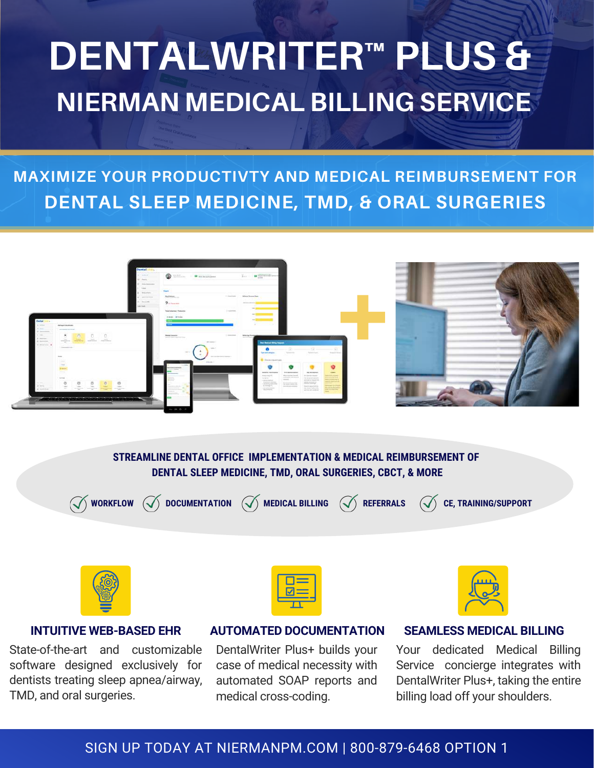# DENTALWRITER™ PLUS &

## NIERMAN MEDICAL BILLING SERVICE

**MAXIMIZE YOUR PRODUCTIVTY AND MEDICAL REIMBURSEMENT FOR DENTAL SLEEP MEDICINE, TMD, & ORAL SURGERIES**

**STREAMLINE DENTAL OFFICE IMPLEMENTATION & MEDICAL REIMBURSEMENT OF DENTAL SLEEP MEDICINE, TMD, ORAL SURGERIES, CBCT, & MORE**

- WORKFLOW
- DOCUMENTATION
- MEDICAL BILLING
- REFERRALS
- CE, TRAINING/SUPPORT

### INTUITIVE WEB-BASED EHR

State-of-the-art and customizable software designed exclusively for dentists treating sleep apnea/airway, TMD, and oral surgeries.

### AUTOMATED DOCUMENTATION

DentalWriter Plus+ builds your case of medical necessity with automated SOAP reports and medical cross-coding.

### SEAMLESS MEDICAL BILLING

Your dedicated Medical Billing Service concierge integrates with DentalWriter Plus+, taking the entire billing load off your shoulders.

SIGN UP TODAY AT NIERMANPM.COM | 800-879-6468 OPTION 1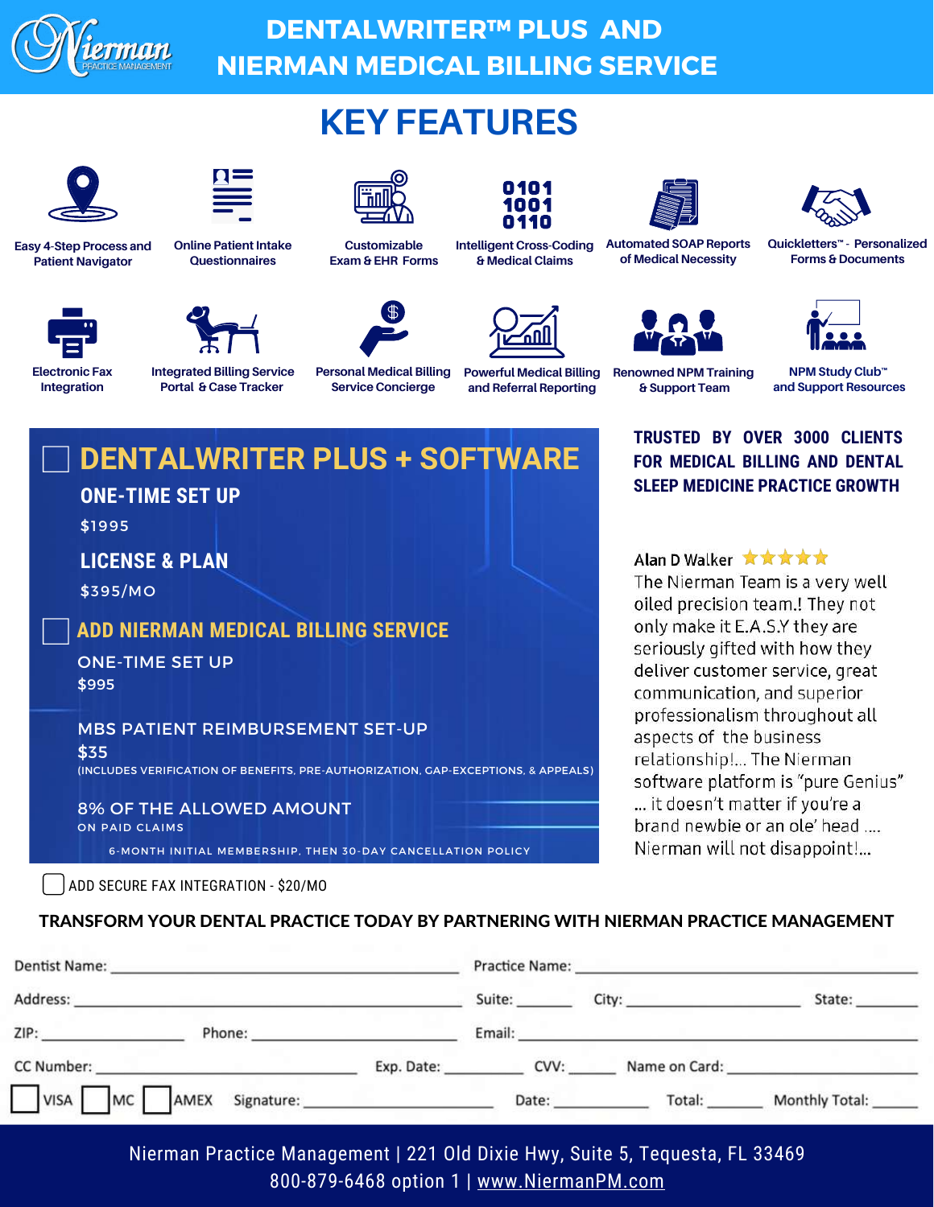# DENTALWRITER™ PLUS AND NIERMAN MEDICAL BILLING SERVICE

## KEY FEATURES

- Easy 4-Step Process and Patient Navigator
- Online Patient Intake Questionnaires
- Customizable Exam & EHR Forms
- Intelligent Cross-Coding & Medical Claims
- Automated SOAP Reports of Medical Necessity
- Quickletters™ - Personalized Forms & Documents
- Electronic Fax Integration
- Integrated Billing Service Portal & Case Tracker
- Personal Medical Billing Service Concierge
- Powerful Medical Billing and Referral Reporting
- Renowned NPM Training & Support Team
- NPM Study Club™ and Support Resources

## ☐ DENTALWRITER PLUS + SOFTWARE

**ONE-TIME SET UP**

$1995

**LICENSE & PLAN**

$395/MO

## ☐ ADD NIERMAN MEDICAL BILLING SERVICE

ONE-TIME SET UP

$995

MBS PATIENT REIMBURSEMENT SET-UP

$35

(INCLUDES VERIFICATION OF BENEFITS, PRE-AUTHORIZATION, GAP-EXCEPTIONS, & APPEALS)

8% OF THE ALLOWED AMOUNT

ON PAID CLAIMS

6-MONTH INITIAL MEMBERSHIP, THEN 30-DAY CANCELLATION POLICY

**TRUSTED BY OVER 3000 CLIENTS FOR MEDICAL BILLING AND DENTAL SLEEP MEDICINE PRACTICE GROWTH**

Alan D Walker ★★★★★

The Nierman Team is a very well oiled precision team.! They not only make it E.A.S.Y they are seriously gifted with how they deliver customer service, great communication, and superior professionalism throughout all aspects of the business relationship!... The Nierman software platform is "pure Genius" ... it doesn't matter if you're a brand newbie or an ole' head .... Nierman will not disappoint!...

☐ ADD SECURE FAX INTEGRATION - $20/MO

**TRANSFORM YOUR DENTAL PRACTICE TODAY BY PARTNERING WITH NIERMAN PRACTICE MANAGEMENT**

Dentist Name: ______________________ Practice Name: ______________________

Address: ______________________ Suite: ______ City: ______________ State: ______

ZIP: ____________ Phone: ______________ Email: ______________________

CC Number: ______________________ Exp. Date: ________ CVV: ______ Name on Card: ______________

☐ VISA ☐ MC ☐ AMEX Signature: ______________ Date: __________ Total: ________ Monthly Total: ________

Nierman Practice Management | 221 Old Dixie Hwy, Suite 5, Tequesta, FL 33469

800-879-6468 option 1 | www.NiermanPM.com